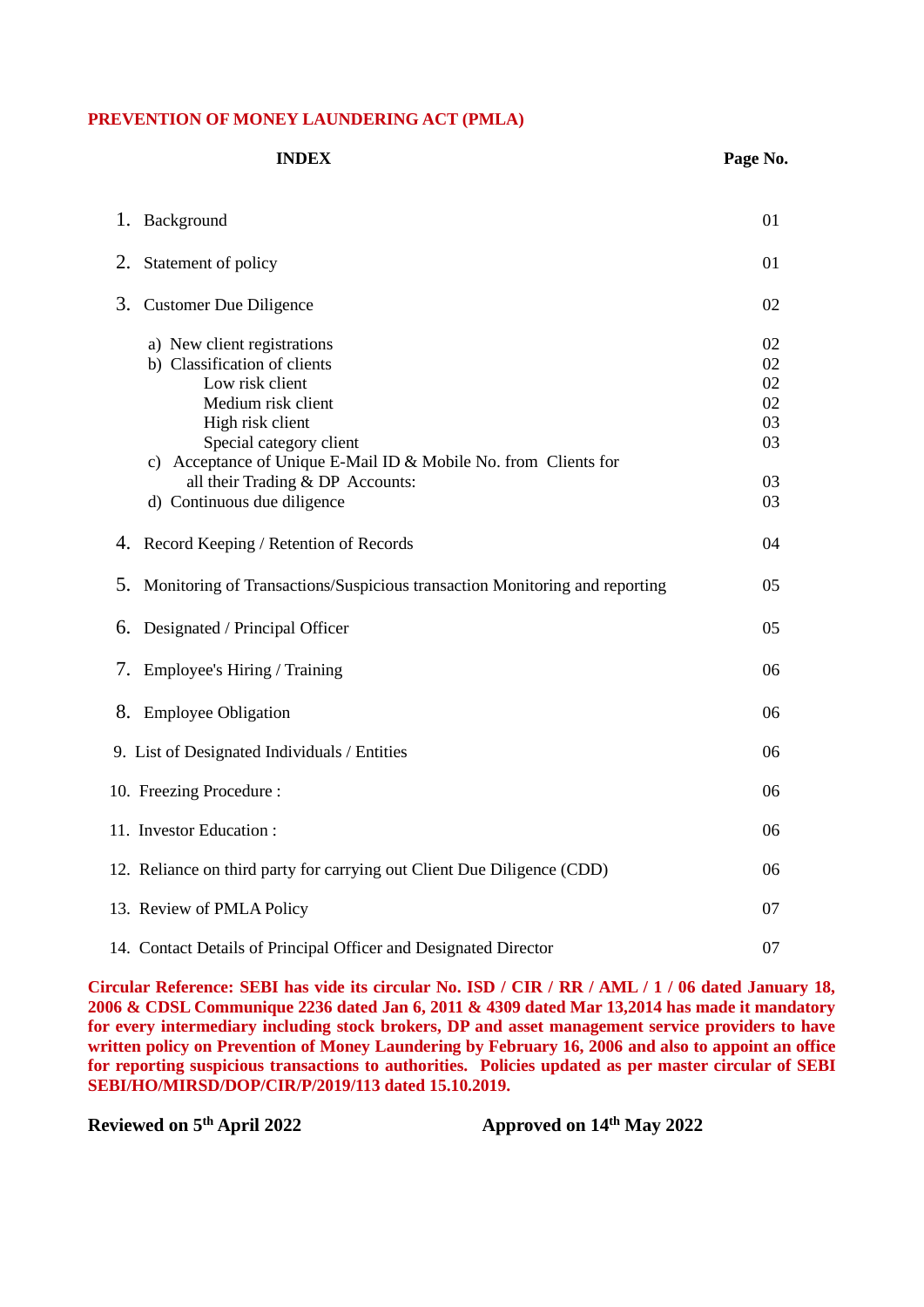# PREVENTION OF MONEY LAUNDERING ACT (PMLA)

| INDEX | Page No. |
|---|---|
| 1. Background | 01 |
| 2. Statement of policy | 01 |
| 3. Customer Due Diligence | 02 |
| a) New client registrations | 02 |
| b) Classification of clients | 02 |
| Low risk client | 02 |
| Medium risk client | 02 |
| High risk client | 03 |
| Special category client | 03 |
| c) Acceptance of Unique E-Mail ID & Mobile No. from Clients for all their Trading & DP Accounts: | 03 |
| d) Continuous due diligence | 03 |
| 4. Record Keeping / Retention of Records | 04 |
| 5. Monitoring of Transactions/Suspicious transaction Monitoring and reporting | 05 |
| 6. Designated / Principal Officer | 05 |
| 7. Employee's Hiring / Training | 06 |
| 8. Employee Obligation | 06 |
| 9. List of Designated Individuals / Entities | 06 |
| 10. Freezing Procedure : | 06 |
| 11. Investor Education : | 06 |
| 12. Reliance on third party for carrying out Client Due Diligence (CDD) | 06 |
| 13. Review of PMLA Policy | 07 |
| 14. Contact Details of Principal Officer and Designated Director | 07 |

**Circular Reference: SEBI has vide its circular No. ISD / CIR / RR / AML / 1 / 06 dated January 18, 2006 & CDSL Communique 2236 dated Jan 6, 2011 & 4309 dated Mar 13,2014 has made it mandatory for every intermediary including stock brokers, DP and asset management service providers to have written policy on Prevention of Money Laundering by February 16, 2006 and also to appoint an office for reporting suspicious transactions to authorities. Policies updated as per master circular of SEBI SEBI/HO/MIRSD/DOP/CIR/P/2019/113 dated 15.10.2019.**

**Reviewed on 5th April 2022** **Approved on 14th May 2022**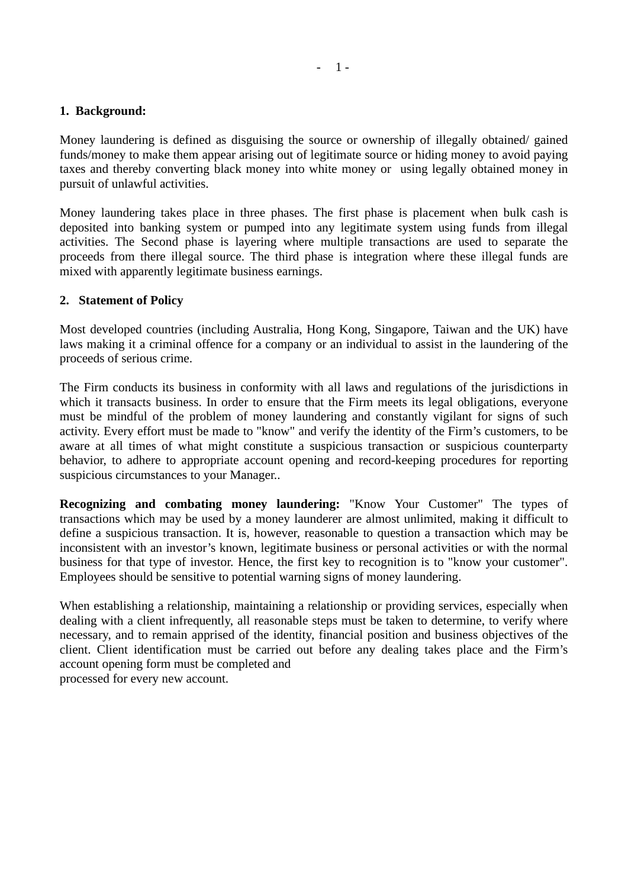## 1. Background:

Money laundering is defined as disguising the source or ownership of illegally obtained/ gained funds/money to make them appear arising out of legitimate source or hiding money to avoid paying taxes and thereby converting black money into white money or using legally obtained money in pursuit of unlawful activities.

Money laundering takes place in three phases. The first phase is placement when bulk cash is deposited into banking system or pumped into any legitimate system using funds from illegal activities. The Second phase is layering where multiple transactions are used to separate the proceeds from there illegal source. The third phase is integration where these illegal funds are mixed with apparently legitimate business earnings.

## 2. Statement of Policy

Most developed countries (including Australia, Hong Kong, Singapore, Taiwan and the UK) have laws making it a criminal offence for a company or an individual to assist in the laundering of the proceeds of serious crime.

The Firm conducts its business in conformity with all laws and regulations of the jurisdictions in which it transacts business. In order to ensure that the Firm meets its legal obligations, everyone must be mindful of the problem of money laundering and constantly vigilant for signs of such activity. Every effort must be made to "know" and verify the identity of the Firm's customers, to be aware at all times of what might constitute a suspicious transaction or suspicious counterparty behavior, to adhere to appropriate account opening and record-keeping procedures for reporting suspicious circumstances to your Manager..

**Recognizing and combating money laundering:** "Know Your Customer" The types of transactions which may be used by a money launderer are almost unlimited, making it difficult to define a suspicious transaction. It is, however, reasonable to question a transaction which may be inconsistent with an investor's known, legitimate business or personal activities or with the normal business for that type of investor. Hence, the first key to recognition is to "know your customer". Employees should be sensitive to potential warning signs of money laundering.

When establishing a relationship, maintaining a relationship or providing services, especially when dealing with a client infrequently, all reasonable steps must be taken to determine, to verify where necessary, and to remain apprised of the identity, financial position and business objectives of the client. Client identification must be carried out before any dealing takes place and the Firm's account opening form must be completed and processed for every new account.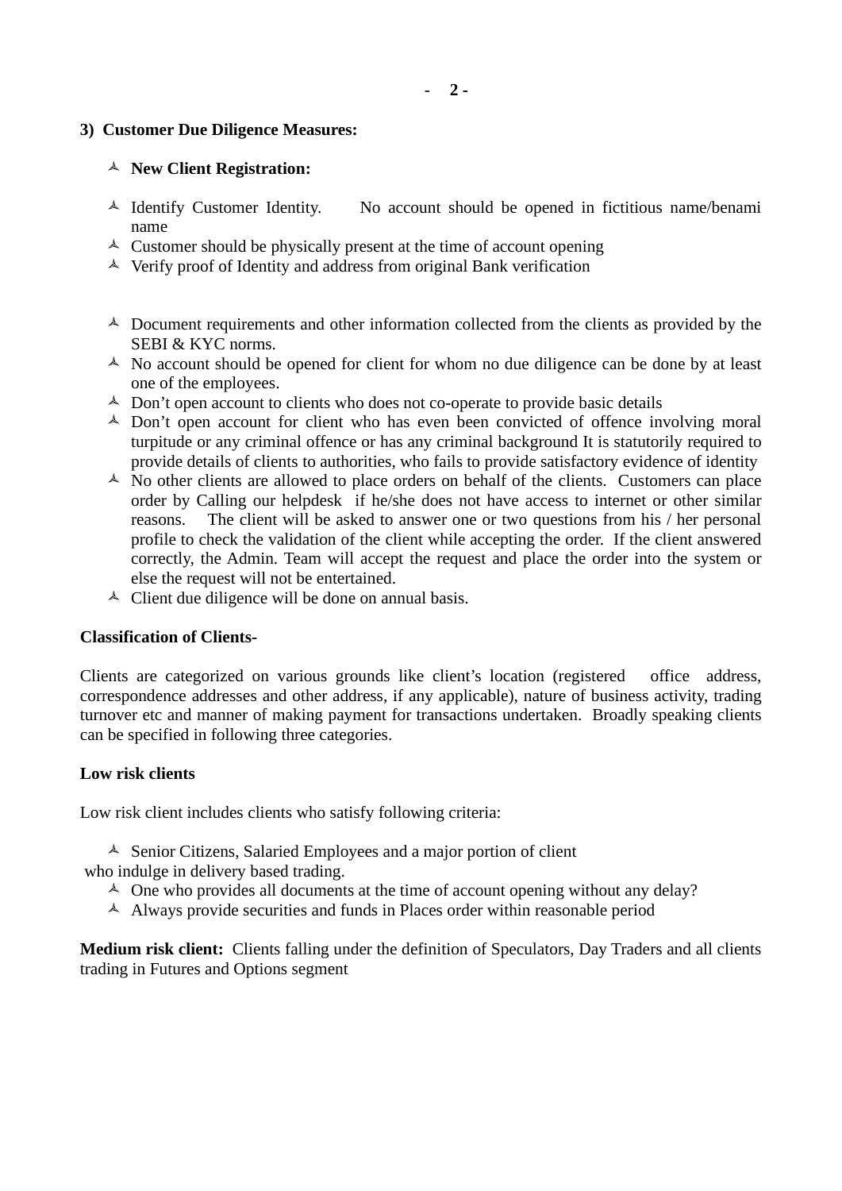**3) Customer Due Diligence Measures:**

- **New Client Registration:**

- Identify Customer Identity. No account should be opened in fictitious name/benami name
- Customer should be physically present at the time of account opening
- Verify proof of Identity and address from original Bank verification

- Document requirements and other information collected from the clients as provided by the SEBI & KYC norms.
- No account should be opened for client for whom no due diligence can be done by at least one of the employees.
- Don't open account to clients who does not co-operate to provide basic details
- Don't open account for client who has even been convicted of offence involving moral turpitude or any criminal offence or has any criminal background It is statutorily required to provide details of clients to authorities, who fails to provide satisfactory evidence of identity
- No other clients are allowed to place orders on behalf of the clients. Customers can place order by Calling our helpdesk if he/she does not have access to internet or other similar reasons. The client will be asked to answer one or two questions from his / her personal profile to check the validation of the client while accepting the order. If the client answered correctly, the Admin. Team will accept the request and place the order into the system or else the request will not be entertained.
- Client due diligence will be done on annual basis.

**Classification of Clients-**

Clients are categorized on various grounds like client's location (registered office address, correspondence addresses and other address, if any applicable), nature of business activity, trading turnover etc and manner of making payment for transactions undertaken. Broadly speaking clients can be specified in following three categories.

**Low risk clients**

Low risk client includes clients who satisfy following criteria:

- Senior Citizens, Salaried Employees and a major portion of client who indulge in delivery based trading.
- One who provides all documents at the time of account opening without any delay?
- Always provide securities and funds in Places order within reasonable period

**Medium risk client:** Clients falling under the definition of Speculators, Day Traders and all clients trading in Futures and Options segment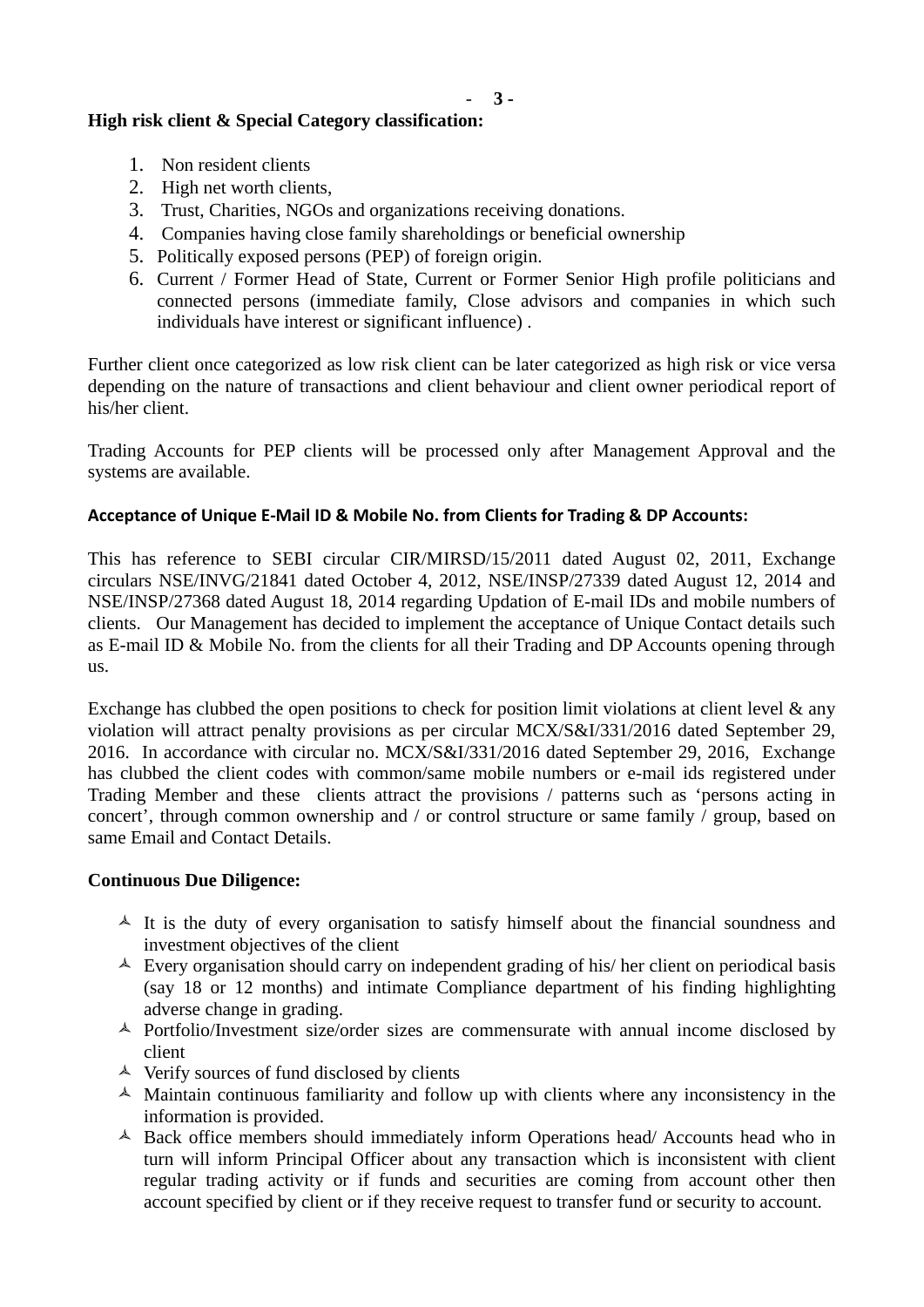**High risk client & Special Category classification:**

1. Non resident clients
2. High net worth clients,
3. Trust, Charities, NGOs and organizations receiving donations.
4. Companies having close family shareholdings or beneficial ownership
5. Politically exposed persons (PEP) of foreign origin.
6. Current / Former Head of State, Current or Former Senior High profile politicians and connected persons (immediate family, Close advisors and companies in which such individuals have interest or significant influence) .

Further client once categorized as low risk client can be later categorized as high risk or vice versa depending on the nature of transactions and client behaviour and client owner periodical report of his/her client.

Trading Accounts for PEP clients will be processed only after Management Approval and the systems are available.

**Acceptance of Unique E-Mail ID & Mobile No. from Clients for Trading & DP Accounts:**

This has reference to SEBI circular CIR/MIRSD/15/2011 dated August 02, 2011, Exchange circulars NSE/INVG/21841 dated October 4, 2012, NSE/INSP/27339 dated August 12, 2014 and NSE/INSP/27368 dated August 18, 2014 regarding Updation of E-mail IDs and mobile numbers of clients. Our Management has decided to implement the acceptance of Unique Contact details such as E-mail ID & Mobile No. from the clients for all their Trading and DP Accounts opening through us.

Exchange has clubbed the open positions to check for position limit violations at client level & any violation will attract penalty provisions as per circular MCX/S&I/331/2016 dated September 29, 2016. In accordance with circular no. MCX/S&I/331/2016 dated September 29, 2016, Exchange has clubbed the client codes with common/same mobile numbers or e-mail ids registered under Trading Member and these clients attract the provisions / patterns such as 'persons acting in concert', through common ownership and / or control structure or same family / group, based on same Email and Contact Details.

**Continuous Due Diligence:**

- It is the duty of every organisation to satisfy himself about the financial soundness and investment objectives of the client
- Every organisation should carry on independent grading of his/ her client on periodical basis (say 18 or 12 months) and intimate Compliance department of his finding highlighting adverse change in grading.
- Portfolio/Investment size/order sizes are commensurate with annual income disclosed by client
- Verify sources of fund disclosed by clients
- Maintain continuous familiarity and follow up with clients where any inconsistency in the information is provided.
- Back office members should immediately inform Operations head/ Accounts head who in turn will inform Principal Officer about any transaction which is inconsistent with client regular trading activity or if funds and securities are coming from account other then account specified by client or if they receive request to transfer fund or security to account.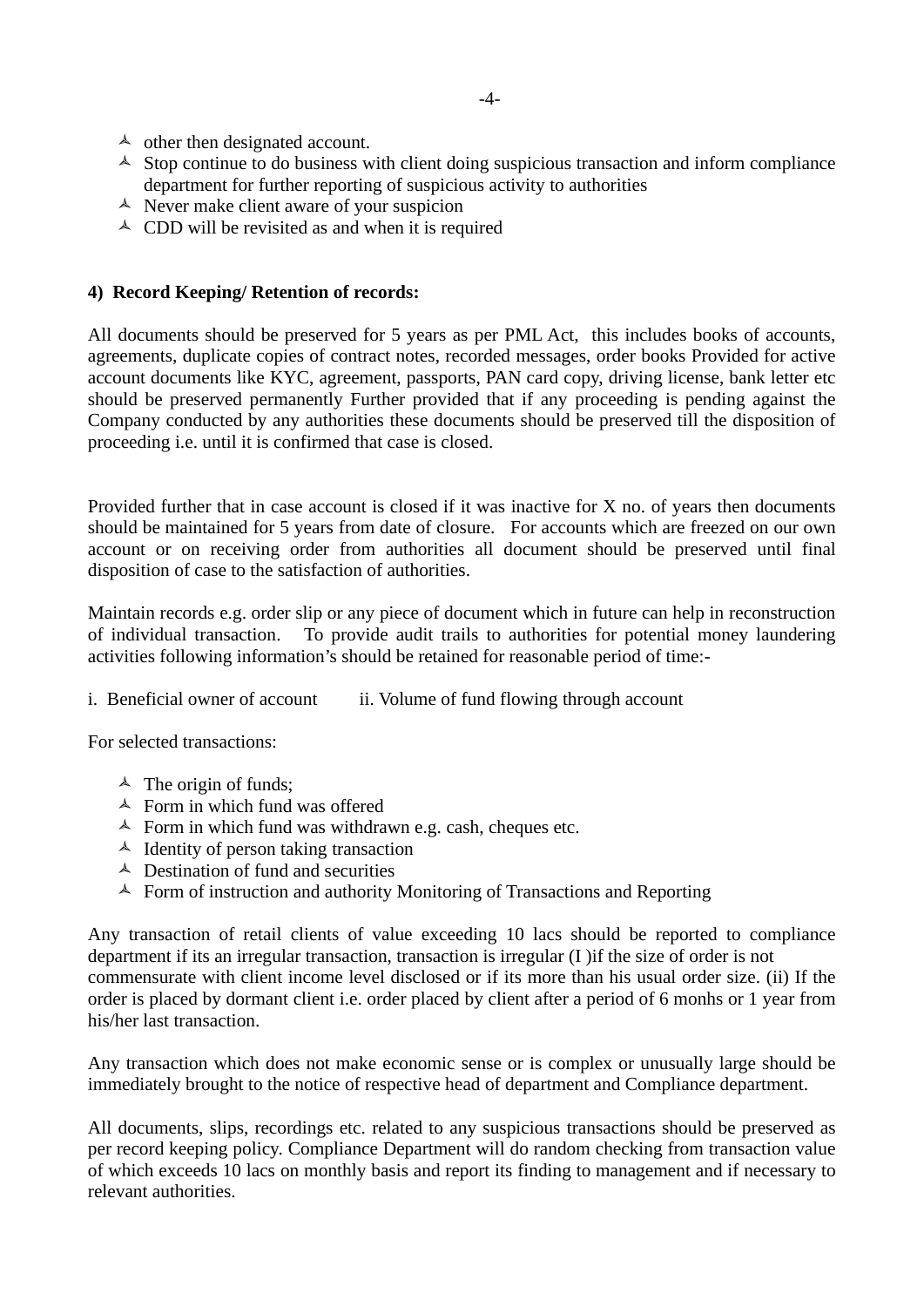- other then designated account.
- Stop continue to do business with client doing suspicious transaction and inform compliance department for further reporting of suspicious activity to authorities
- Never make client aware of your suspicion
- CDD will be revisited as and when it is required

**4) Record Keeping/ Retention of records:**

All documents should be preserved for 5 years as per PML Act, this includes books of accounts, agreements, duplicate copies of contract notes, recorded messages, order books Provided for active account documents like KYC, agreement, passports, PAN card copy, driving license, bank letter etc should be preserved permanently Further provided that if any proceeding is pending against the Company conducted by any authorities these documents should be preserved till the disposition of proceeding i.e. until it is confirmed that case is closed.

Provided further that in case account is closed if it was inactive for X no. of years then documents should be maintained for 5 years from date of closure. For accounts which are freezed on our own account or on receiving order from authorities all document should be preserved until final disposition of case to the satisfaction of authorities.

Maintain records e.g. order slip or any piece of document which in future can help in reconstruction of individual transaction. To provide audit trails to authorities for potential money laundering activities following information's should be retained for reasonable period of time:-

i. Beneficial owner of account    ii. Volume of fund flowing through account

For selected transactions:

- The origin of funds;
- Form in which fund was offered
- Form in which fund was withdrawn e.g. cash, cheques etc.
- Identity of person taking transaction
- Destination of fund and securities
- Form of instruction and authority Monitoring of Transactions and Reporting

Any transaction of retail clients of value exceeding 10 lacs should be reported to compliance department if its an irregular transaction, transaction is irregular (I )if the size of order is not commensurate with client income level disclosed or if its more than his usual order size. (ii) If the order is placed by dormant client i.e. order placed by client after a period of 6 monhs or 1 year from his/her last transaction.

Any transaction which does not make economic sense or is complex or unusually large should be immediately brought to the notice of respective head of department and Compliance department.

All documents, slips, recordings etc. related to any suspicious transactions should be preserved as per record keeping policy. Compliance Department will do random checking from transaction value of which exceeds 10 lacs on monthly basis and report its finding to management and if necessary to relevant authorities.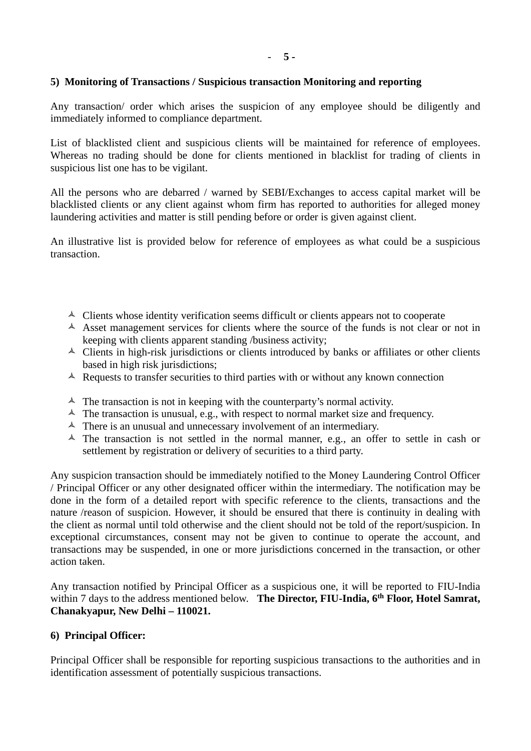## 5) Monitoring of Transactions / Suspicious transaction Monitoring and reporting

Any transaction/ order which arises the suspicion of any employee should be diligently and immediately informed to compliance department.

List of blacklisted client and suspicious clients will be maintained for reference of employees. Whereas no trading should be done for clients mentioned in blacklist for trading of clients in suspicious list one has to be vigilant.

All the persons who are debarred / warned by SEBI/Exchanges to access capital market will be blacklisted clients or any client against whom firm has reported to authorities for alleged money laundering activities and matter is still pending before or order is given against client.

An illustrative list is provided below for reference of employees as what could be a suspicious transaction.

- Clients whose identity verification seems difficult or clients appears not to cooperate
- Asset management services for clients where the source of the funds is not clear or not in keeping with clients apparent standing /business activity;
- Clients in high-risk jurisdictions or clients introduced by banks or affiliates or other clients based in high risk jurisdictions;
- Requests to transfer securities to third parties with or without any known connection

- The transaction is not in keeping with the counterparty's normal activity.
- The transaction is unusual, e.g., with respect to normal market size and frequency.
- There is an unusual and unnecessary involvement of an intermediary.
- The transaction is not settled in the normal manner, e.g., an offer to settle in cash or settlement by registration or delivery of securities to a third party.

Any suspicion transaction should be immediately notified to the Money Laundering Control Officer / Principal Officer or any other designated officer within the intermediary. The notification may be done in the form of a detailed report with specific reference to the clients, transactions and the nature /reason of suspicion. However, it should be ensured that there is continuity in dealing with the client as normal until told otherwise and the client should not be told of the report/suspicion. In exceptional circumstances, consent may not be given to continue to operate the account, and transactions may be suspended, in one or more jurisdictions concerned in the transaction, or other action taken.

Any transaction notified by Principal Officer as a suspicious one, it will be reported to FIU-India within 7 days to the address mentioned below. **The Director, FIU-India, 6th Floor, Hotel Samrat, Chanakyapur, New Delhi – 110021.**

## 6) Principal Officer:

Principal Officer shall be responsible for reporting suspicious transactions to the authorities and in identification assessment of potentially suspicious transactions.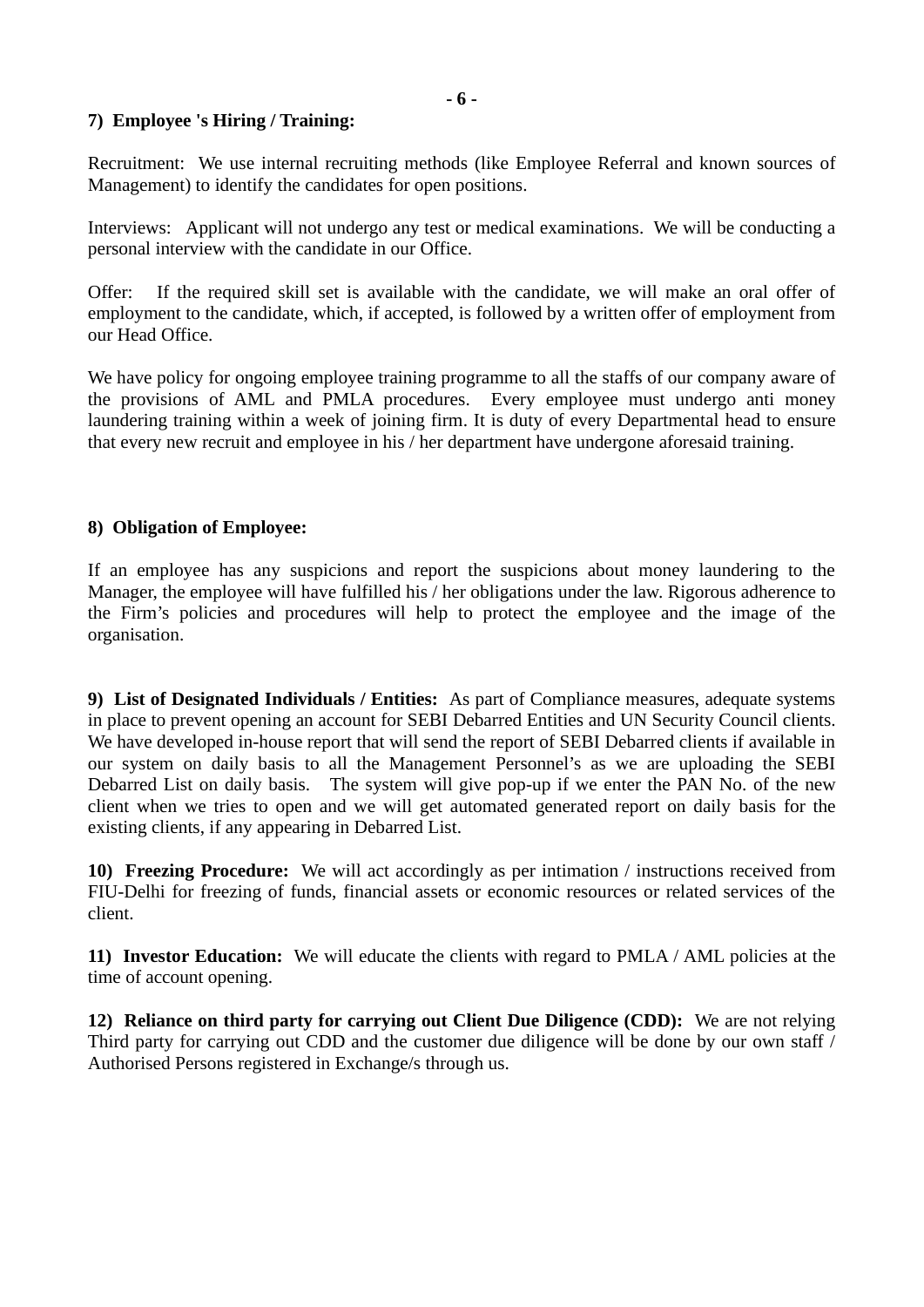**7) Employee 's Hiring / Training:**

Recruitment: We use internal recruiting methods (like Employee Referral and known sources of Management) to identify the candidates for open positions.

Interviews: Applicant will not undergo any test or medical examinations. We will be conducting a personal interview with the candidate in our Office.

Offer: If the required skill set is available with the candidate, we will make an oral offer of employment to the candidate, which, if accepted, is followed by a written offer of employment from our Head Office.

We have policy for ongoing employee training programme to all the staffs of our company aware of the provisions of AML and PMLA procedures. Every employee must undergo anti money laundering training within a week of joining firm. It is duty of every Departmental head to ensure that every new recruit and employee in his / her department have undergone aforesaid training.

**8) Obligation of Employee:**

If an employee has any suspicions and report the suspicions about money laundering to the Manager, the employee will have fulfilled his / her obligations under the law. Rigorous adherence to the Firm's policies and procedures will help to protect the employee and the image of the organisation.

**9) List of Designated Individuals / Entities:** As part of Compliance measures, adequate systems in place to prevent opening an account for SEBI Debarred Entities and UN Security Council clients. We have developed in-house report that will send the report of SEBI Debarred clients if available in our system on daily basis to all the Management Personnel's as we are uploading the SEBI Debarred List on daily basis. The system will give pop-up if we enter the PAN No. of the new client when we tries to open and we will get automated generated report on daily basis for the existing clients, if any appearing in Debarred List.

**10) Freezing Procedure:** We will act accordingly as per intimation / instructions received from FIU-Delhi for freezing of funds, financial assets or economic resources or related services of the client.

**11) Investor Education:** We will educate the clients with regard to PMLA / AML policies at the time of account opening.

**12) Reliance on third party for carrying out Client Due Diligence (CDD):** We are not relying Third party for carrying out CDD and the customer due diligence will be done by our own staff / Authorised Persons registered in Exchange/s through us.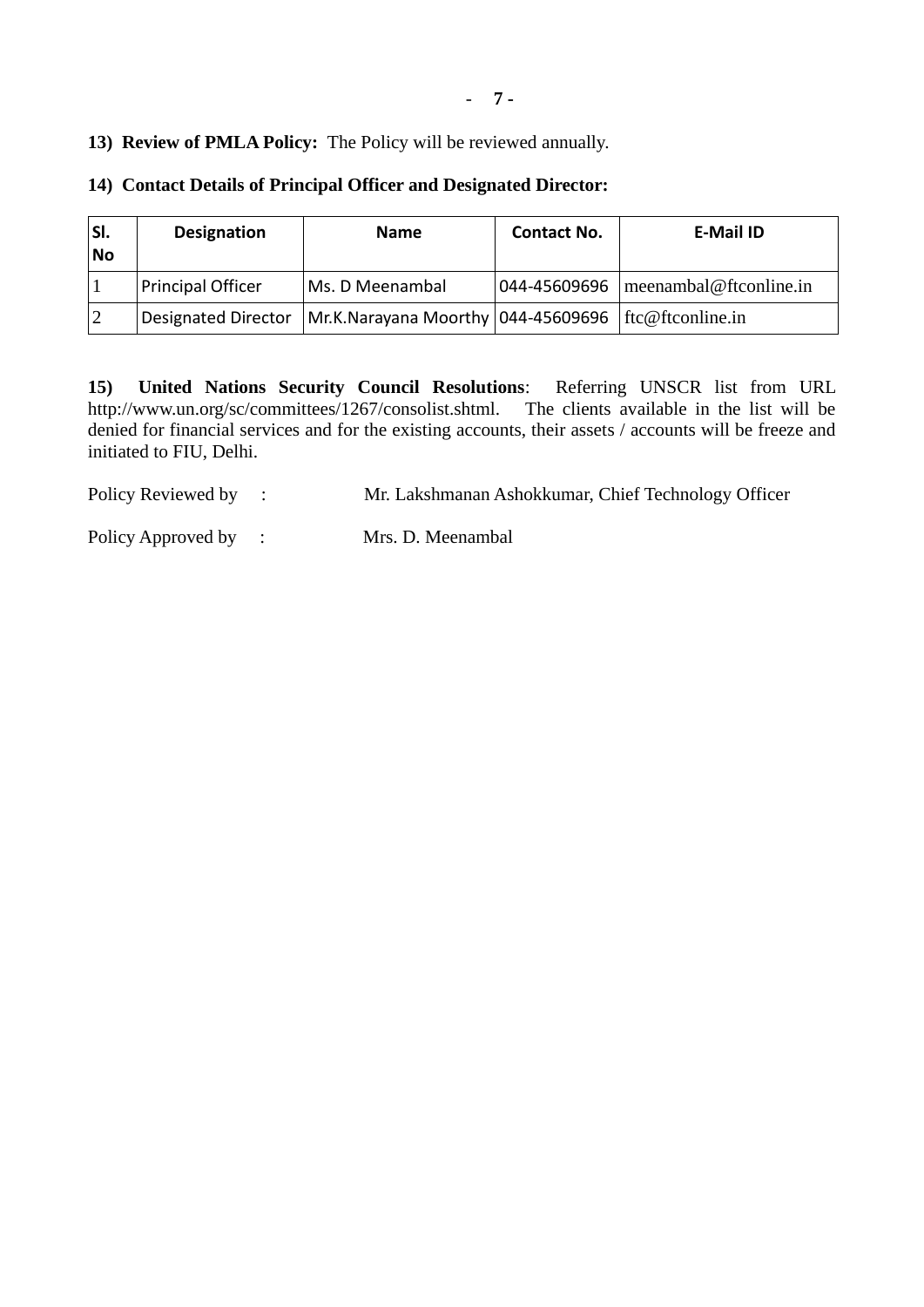**13) Review of PMLA Policy:** The Policy will be reviewed annually.

**14) Contact Details of Principal Officer and Designated Director:**

| Sl. No | Designation | Name | Contact No. | E-Mail ID |
|---|---|---|---|---|
| 1 | Principal Officer | Ms. D Meenambal | 044-45609696 | meenambal@ftconline.in |
| 2 | Designated Director | Mr.K.Narayana Moorthy | 044-45609696 | ftc@ftconline.in |

**15) United Nations Security Council Resolutions**: Referring UNSCR list from URL http://www.un.org/sc/committees/1267/consolist.shtml. The clients available in the list will be denied for financial services and for the existing accounts, their assets / accounts will be freeze and initiated to FIU, Delhi.

Policy Reviewed by : Mr. Lakshmanan Ashokkumar, Chief Technology Officer

Policy Approved by : Mrs. D. Meenambal